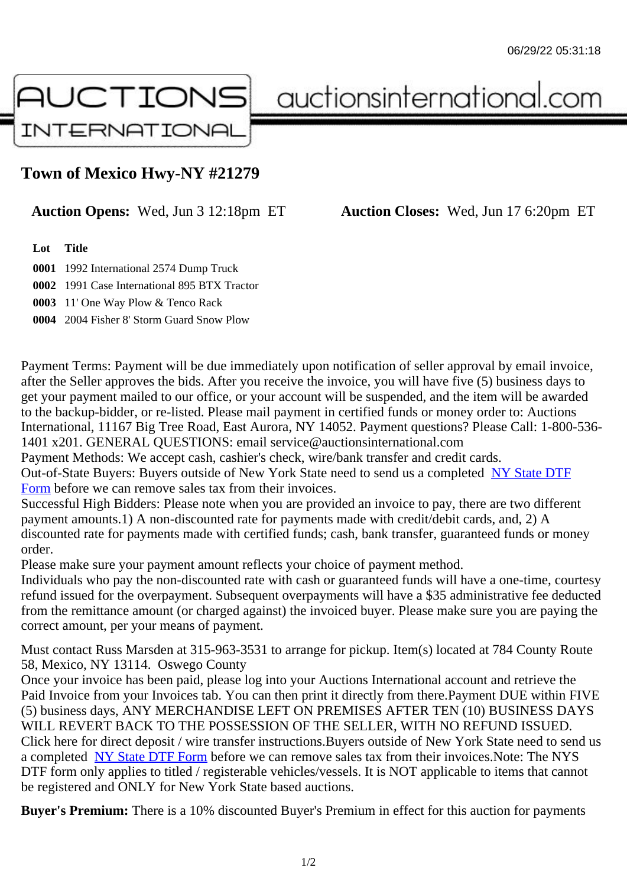# Town of Mexico Hwy-NY #21279

**Auction Opens:** Wed, Jun 3 12:18pm ET **Auction Closes:** Wed, Jun 17 6:20pm ET

| Lot | Title |
|---|---|
| **0001** | 1992 International 2574 Dump Truck |
| **0002** | 1991 Case International 895 BTX Tractor |
| **0003** | 11' One Way Plow & Tenco Rack |
| **0004** | 2004 Fisher 8' Storm Guard Snow Plow |

Payment Terms: Payment will be due immediately upon notification of seller approval by email invoice, after the Seller approves the bids. After you receive the invoice, you will have five (5) business days to get your payment mailed to our office, or your account will be suspended, and the item will be awarded to the backup-bidder, or re-listed. Please mail payment in certified funds or money order to: Auctions International, 11167 Big Tree Road, East Aurora, NY 14052. Payment questions? Please Call: 1-800-536-1401 x201. GENERAL QUESTIONS: email service@auctionsinternational.com
Payment Methods: We accept cash, cashier's check, wire/bank transfer and credit cards.
Out-of-State Buyers: Buyers outside of New York State need to send us a completed NY State DTF Form before we can remove sales tax from their invoices.
Successful High Bidders: Please note when you are provided an invoice to pay, there are two different payment amounts.1) A non-discounted rate for payments made with credit/debit cards, and, 2) A discounted rate for payments made with certified funds; cash, bank transfer, guaranteed funds or money order.
Please make sure your payment amount reflects your choice of payment method.
Individuals who pay the non-discounted rate with cash or guaranteed funds will have a one-time, courtesy refund issued for the overpayment. Subsequent overpayments will have a $35 administrative fee deducted from the remittance amount (or charged against) the invoiced buyer. Please make sure you are paying the correct amount, per your means of payment.

Must contact Russ Marsden at 315-963-3531 to arrange for pickup. Item(s) located at 784 County Route 58, Mexico, NY 13114. Oswego County
Once your invoice has been paid, please log into your Auctions International account and retrieve the Paid Invoice from your Invoices tab. You can then print it directly from there.Payment DUE within FIVE (5) business days, ANY MERCHANDISE LEFT ON PREMISES AFTER TEN (10) BUSINESS DAYS WILL REVERT BACK TO THE POSSESSION OF THE SELLER, WITH NO REFUND ISSUED. Click here for direct deposit / wire transfer instructions.Buyers outside of New York State need to send us a completed NY State DTF Form before we can remove sales tax from their invoices.Note: The NYS DTF form only applies to titled / registerable vehicles/vessels. It is NOT applicable to items that cannot be registered and ONLY for New York State based auctions.

**Buyer's Premium:** There is a 10% discounted Buyer's Premium in effect for this auction for payments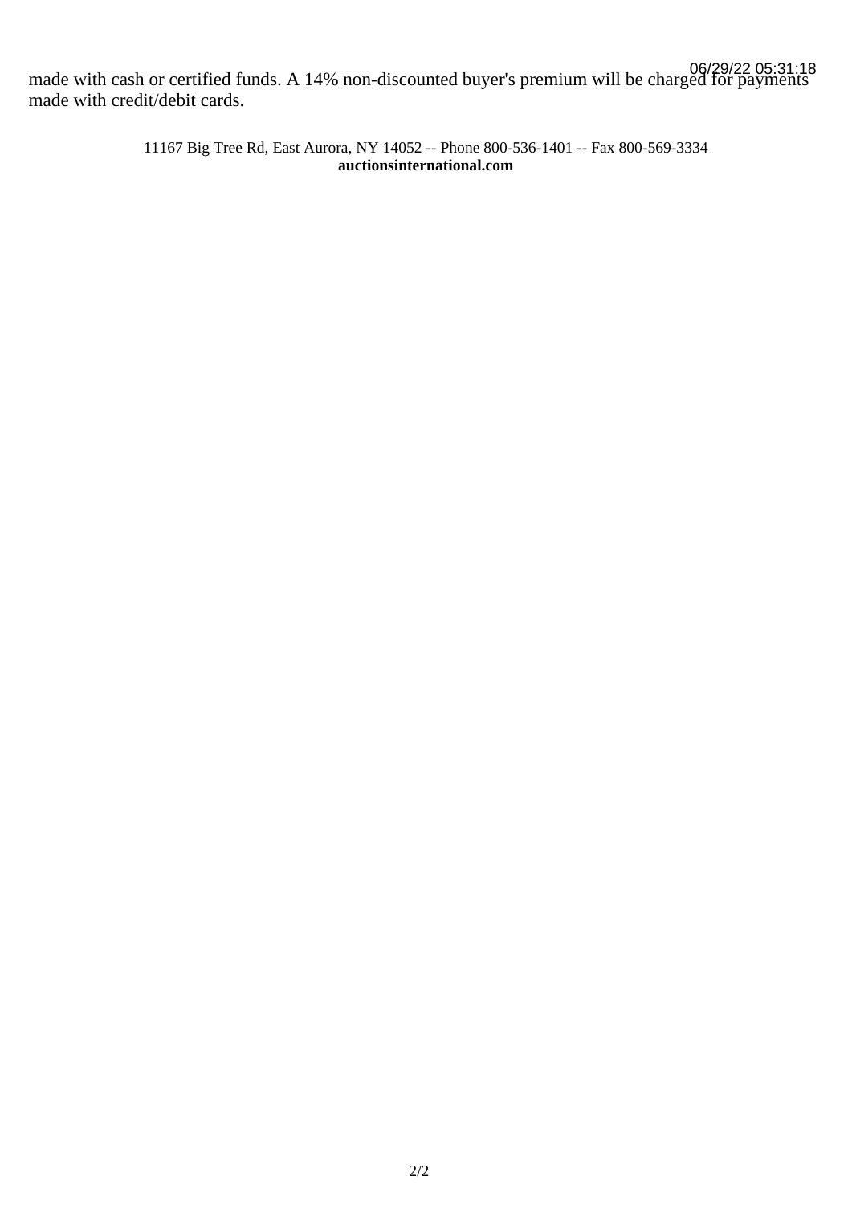made with cash or certified funds. A 14% non-discounted buyer's premium will be charged for payments made with credit/debit cards.

11167 Big Tree Rd, East Aurora, NY 14052 -- Phone 800-536-1401 -- Fax 800-569-3334
**auctionsinternational.com**